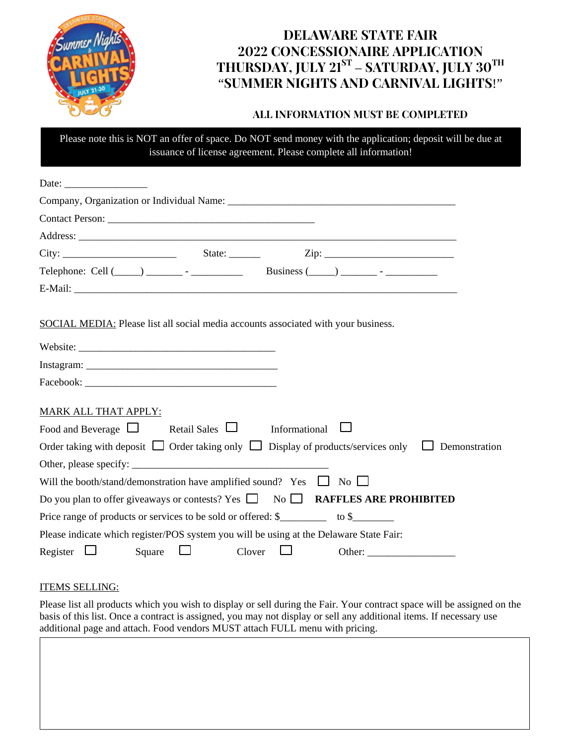# DELAWARE STATE FAIR
# 2022 CONCESSIONAIRE APPLICATION
# THURSDAY, JULY 21ST – SATURDAY, JULY 30TH
# "SUMMER NIGHTS AND CARNIVAL LIGHTS!"

**ALL INFORMATION MUST BE COMPLETED**

Please note this is NOT an offer of space. Do NOT send money with the application; deposit will be due at issuance of license agreement. Please complete all information!

Date: ________________

Company, Organization or Individual Name: ____________________________________________

Contact Person: ________________________________________

Address: ________________________________________________________________________

City: ______________________ State: ______ Zip: _________________________

Telephone: Cell (_____) _______ - __________ Business (_____) _______ - __________

E-Mail: __________________________________________________________________________

SOCIAL MEDIA: Please list all social media accounts associated with your business.

Website: ______________________________________

Instagram: _____________________________________

Facebook: _____________________________________

MARK ALL THAT APPLY:

Food and Beverage ☐ Retail Sales ☐ Informational ☐

Order taking with deposit ☐ Order taking only ☐ Display of products/services only ☐ Demonstration

Other, please specify: ______________________________________

Will the booth/stand/demonstration have amplified sound? Yes ☐ No ☐

Do you plan to offer giveaways or contests? Yes ☐ No ☐ **RAFFLES ARE PROHIBITED**

Price range of products or services to be sold or offered: $_________ to $________

Please indicate which register/POS system you will be using at the Delaware State Fair:

Register ☐ Square ☐ Clover ☐ Other: _________________

ITEMS SELLING:

Please list all products which you wish to display or sell during the Fair. Your contract space will be assigned on the basis of this list. Once a contract is assigned, you may not display or sell any additional items. If necessary use additional page and attach. Food vendors MUST attach FULL menu with pricing.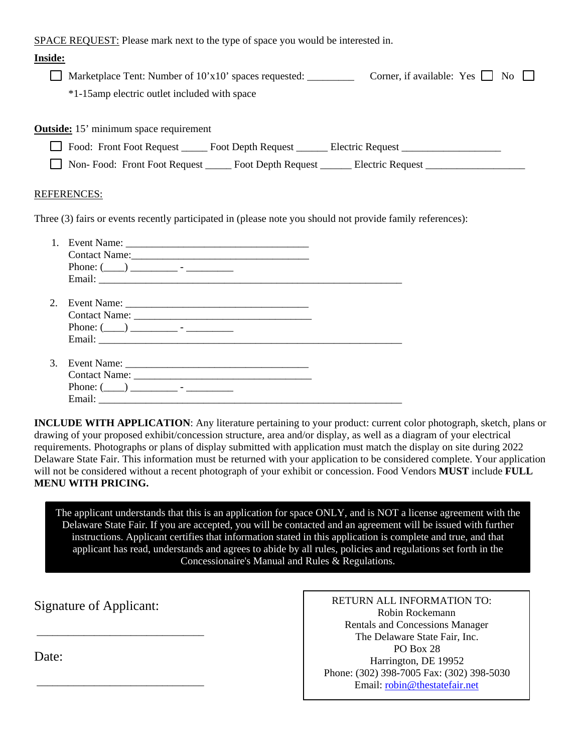SPACE REQUEST: Please mark next to the type of space you would be interested in.

**Inside:**

☐ Marketplace Tent: Number of 10’x10’ spaces requested: _________ Corner, if available: Yes ☐ No ☐

*1-15amp electric outlet included with space

**Outside:** 15’ minimum space requirement

☐ Food: Front Foot Request _____ Foot Depth Request ______ Electric Request ___________________

☐ Non- Food: Front Foot Request _____ Foot Depth Request ______ Electric Request ___________________

REFERENCES:

Three (3) fairs or events recently participated in (please note you should not provide family references):

1. Event Name: ___________________________________
   Contact Name:_________________________________
   Phone: (____) _________ - _________
   Email: ___________________________________________________________

2. Event Name: ___________________________________
   Contact Name: _________________________________
   Phone: (____) _________ - _________
   Email: ___________________________________________________________

3. Event Name: ___________________________________
   Contact Name: _________________________________
   Phone: (____) _________ - _________
   Email: ___________________________________________________________

**INCLUDE WITH APPLICATION**: Any literature pertaining to your product: current color photograph, sketch, plans or drawing of your proposed exhibit/concession structure, area and/or display, as well as a diagram of your electrical requirements. Photographs or plans of display submitted with application must match the display on site during 2022 Delaware State Fair. This information must be returned with your application to be considered complete. Your application will not be considered without a recent photograph of your exhibit or concession. Food Vendors **MUST** include **FULL MENU WITH PRICING.**

The applicant understands that this is an application for space ONLY, and is NOT a license agreement with the Delaware State Fair. If you are accepted, you will be contacted and an agreement will be issued with further instructions. Applicant certifies that information stated in this application is complete and true, and that applicant has read, understands and agrees to abide by all rules, policies and regulations set forth in the Concessionaire's Manual and Rules & Regulations.

Signature of Applicant:

______________________________

Date:

______________________________

RETURN ALL INFORMATION TO:
Robin Rockemann
Rentals and Concessions Manager
The Delaware State Fair, Inc.
PO Box 28
Harrington, DE 19952
Phone: (302) 398-7005 Fax: (302) 398-5030
Email: robin@thestatefair.net